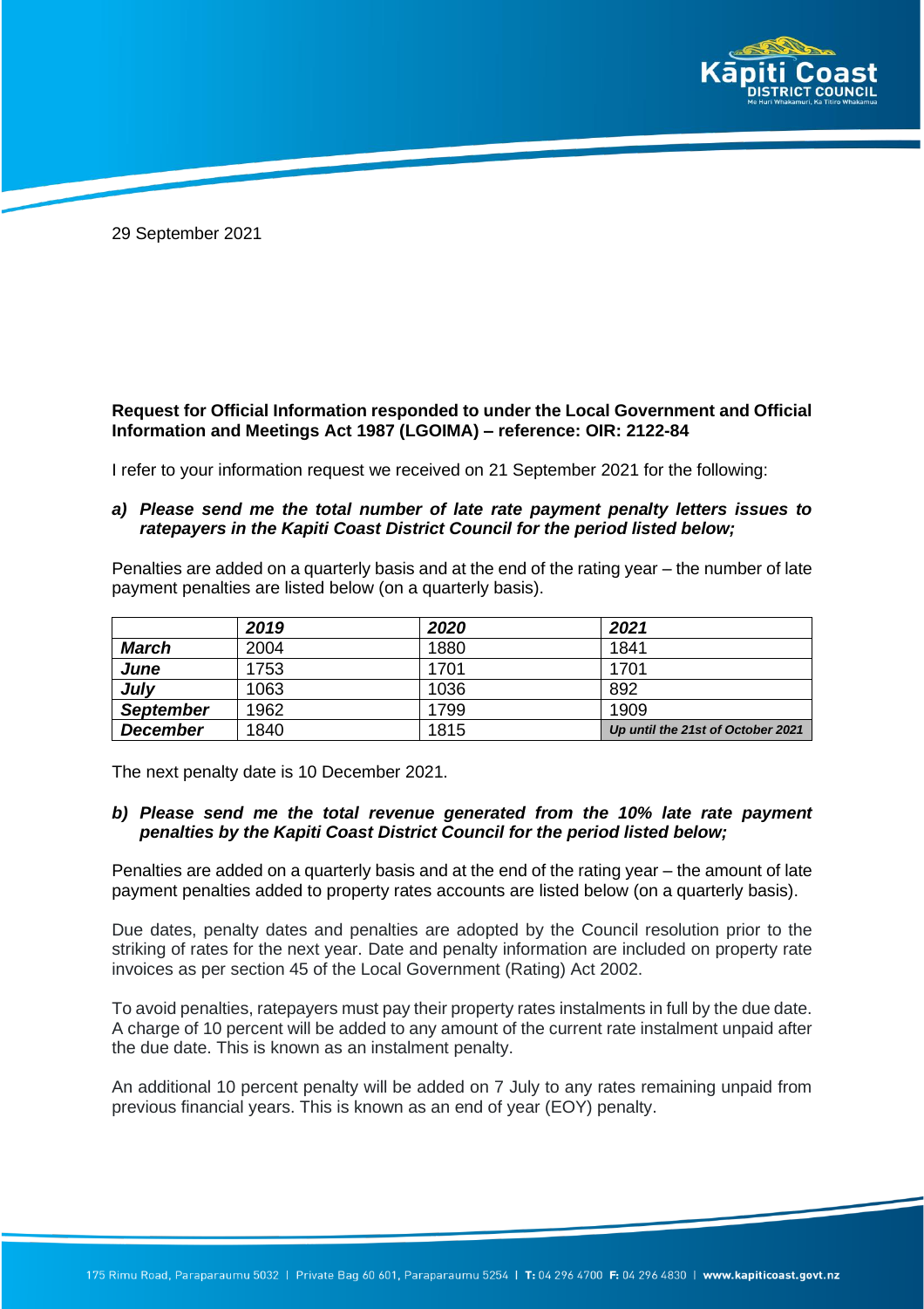29 September 2021

**Request for Official Information responded to under the Local Government and Official Information and Meetings Act 1987 (LGOIMA) – reference: OIR: 2122-84**

I refer to your information request we received on 21 September 2021 for the following:

***a) Please send me the total number of late rate payment penalty letters issues to ratepayers in the Kapiti Coast District Council for the period listed below;***

Penalties are added on a quarterly basis and at the end of the rating year – the number of late payment penalties are listed below (on a quarterly basis).

| | ***2019*** | ***2020*** | ***2021*** |
|---|---|---|---|
| ***March*** | 2004 | 1880 | 1841 |
| ***June*** | 1753 | 1701 | 1701 |
| ***July*** | 1063 | 1036 | 892 |
| ***September*** | 1962 | 1799 | 1909 |
| ***December*** | 1840 | 1815 | ***Up until the 21st of October 2021*** |

The next penalty date is 10 December 2021.

***b) Please send me the total revenue generated from the 10% late rate payment penalties by the Kapiti Coast District Council for the period listed below;***

Penalties are added on a quarterly basis and at the end of the rating year – the amount of late payment penalties added to property rates accounts are listed below (on a quarterly basis).

Due dates, penalty dates and penalties are adopted by the Council resolution prior to the striking of rates for the next year. Date and penalty information are included on property rate invoices as per section 45 of the Local Government (Rating) Act 2002.

To avoid penalties, ratepayers must pay their property rates instalments in full by the due date. A charge of 10 percent will be added to any amount of the current rate instalment unpaid after the due date. This is known as an instalment penalty.

An additional 10 percent penalty will be added on 7 July to any rates remaining unpaid from previous financial years. This is known as an end of year (EOY) penalty.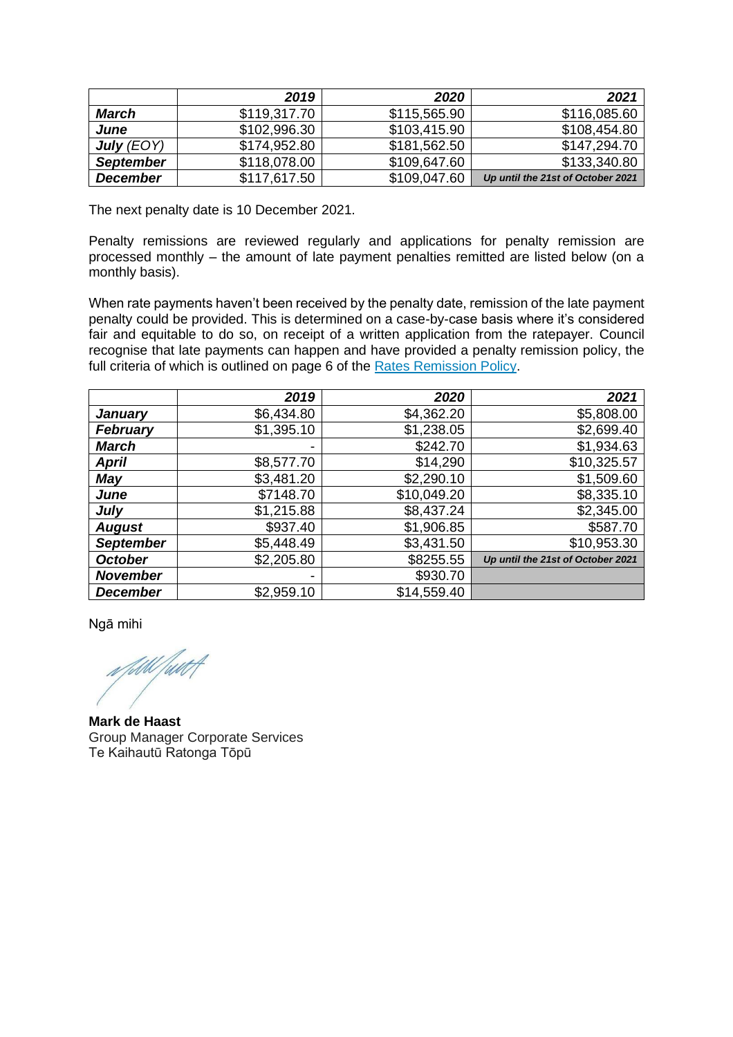| | ***2019*** | ***2020*** | ***2021*** |
|---|---|---|---|
| ***March*** | $119,317.70 | $115,565.90 | $116,085.60 |
| ***June*** | $102,996.30 | $103,415.90 | $108,454.80 |
| ***July*** *(EOY)* | $174,952.80 | $181,562.50 | $147,294.70 |
| ***September*** | $118,078.00 | $109,647.60 | $133,340.80 |
| ***December*** | $117,617.50 | $109,047.60 | ***Up until the 21st of October 2021*** |

The next penalty date is 10 December 2021.

Penalty remissions are reviewed regularly and applications for penalty remission are processed monthly – the amount of late payment penalties remitted are listed below (on a monthly basis).

When rate payments haven't been received by the penalty date, remission of the late payment penalty could be provided. This is determined on a case-by-case basis where it's considered fair and equitable to do so, on receipt of a written application from the ratepayer. Council recognise that late payments can happen and have provided a penalty remission policy, the full criteria of which is outlined on page 6 of the Rates Remission Policy.

| | ***2019*** | ***2020*** | ***2021*** |
|---|---|---|---|
| ***January*** | $6,434.80 | $4,362.20 | $5,808.00 |
| ***February*** | $1,395.10 | $1,238.05 | $2,699.40 |
| ***March*** | - | $242.70 | $1,934.63 |
| ***April*** | $8,577.70 | $14,290 | $10,325.57 |
| ***May*** | $3,481.20 | $2,290.10 | $1,509.60 |
| ***June*** | $7148.70 | $10,049.20 | $8,335.10 |
| ***July*** | $1,215.88 | $8,437.24 | $2,345.00 |
| ***August*** | $937.40 | $1,906.85 | $587.70 |
| ***September*** | $5,448.49 | $3,431.50 | $10,953.30 |
| ***October*** | $2,205.80 | $8255.55 | ***Up until the 21st of October 2021*** |
| ***November*** | - | $930.70 | |
| ***December*** | $2,959.10 | $14,559.40 | |

Ngā mihi

**Mark de Haast**
Group Manager Corporate Services
Te Kaihautū Ratonga Tōpū